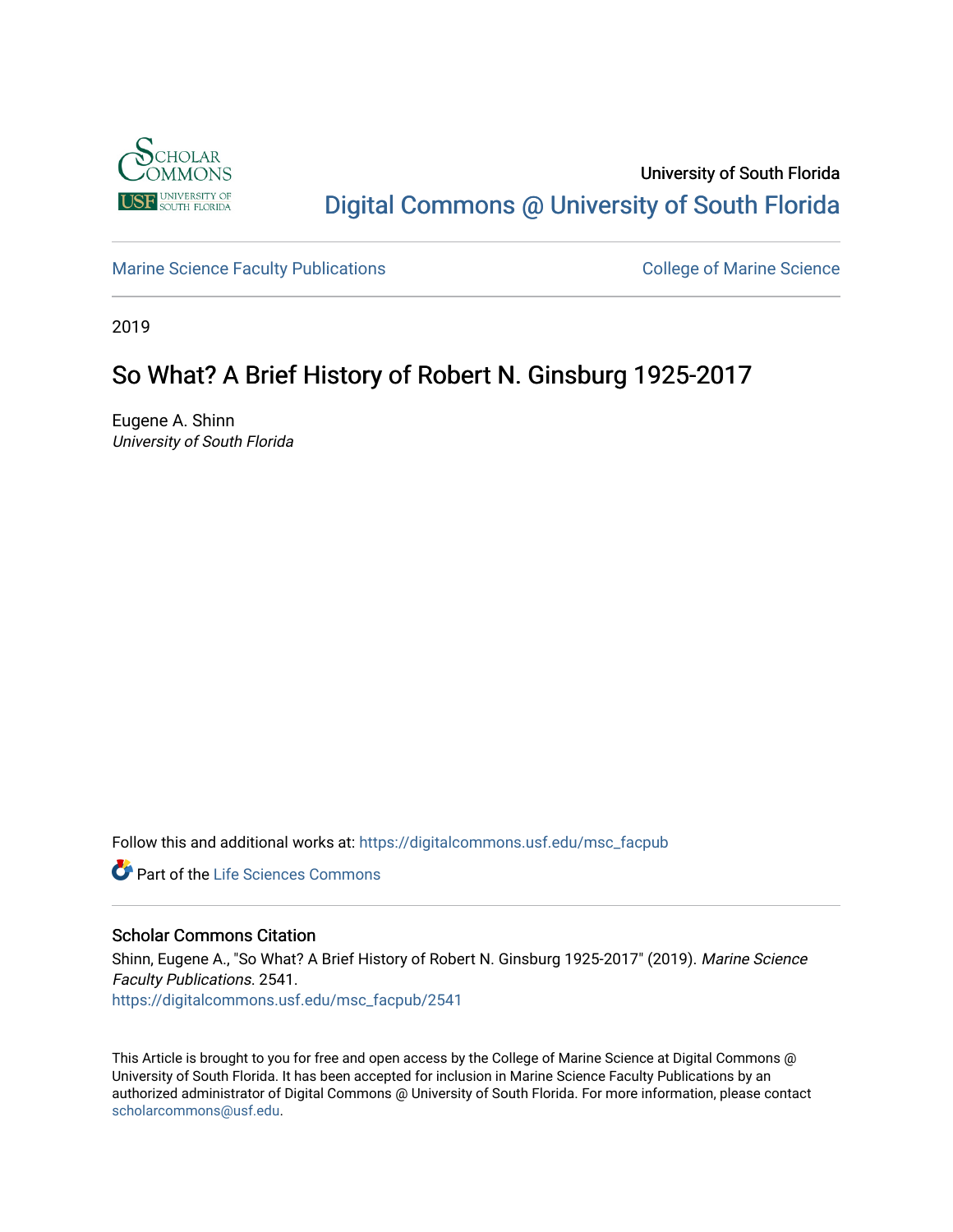University of South Florida

Digital Commons @ University of South Florida

Marine Science Faculty Publications

College of Marine Science

2019

# So What? A Brief History of Robert N. Ginsburg 1925-2017

Eugene A. Shinn

*University of South Florida*

Follow this and additional works at: https://digitalcommons.usf.edu/msc_facpub

Part of the Life Sciences Commons

## Scholar Commons Citation

Shinn, Eugene A., "So What? A Brief History of Robert N. Ginsburg 1925-2017" (2019). *Marine Science Faculty Publications*. 2541.

https://digitalcommons.usf.edu/msc_facpub/2541

This Article is brought to you for free and open access by the College of Marine Science at Digital Commons @ University of South Florida. It has been accepted for inclusion in Marine Science Faculty Publications by an authorized administrator of Digital Commons @ University of South Florida. For more information, please contact scholarcommons@usf.edu.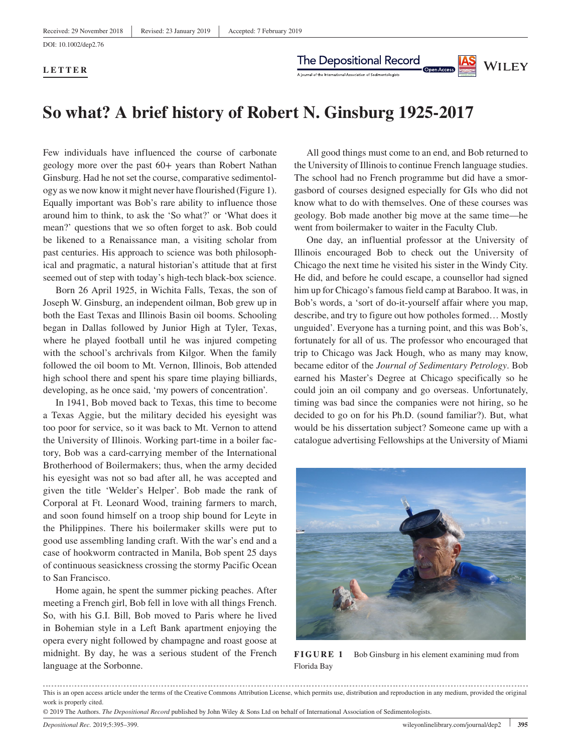LETTER

# So what? A brief history of Robert N. Ginsburg 1925-2017

Few individuals have influenced the course of carbonate geology more over the past 60+ years than Robert Nathan Ginsburg. Had he not set the course, comparative sedimentology as we now know it might never have flourished (Figure 1). Equally important was Bob's rare ability to influence those around him to think, to ask the 'So what?' or 'What does it mean?' questions that we so often forget to ask. Bob could be likened to a Renaissance man, a visiting scholar from past centuries. His approach to science was both philosophical and pragmatic, a natural historian's attitude that at first seemed out of step with today's high-tech black-box science.

Born 26 April 1925, in Wichita Falls, Texas, the son of Joseph W. Ginsburg, an independent oilman, Bob grew up in both the East Texas and Illinois Basin oil booms. Schooling began in Dallas followed by Junior High at Tyler, Texas, where he played football until he was injured competing with the school's archrivals from Kilgor. When the family followed the oil boom to Mt. Vernon, Illinois, Bob attended high school there and spent his spare time playing billiards, developing, as he once said, 'my powers of concentration'.

In 1941, Bob moved back to Texas, this time to become a Texas Aggie, but the military decided his eyesight was too poor for service, so it was back to Mt. Vernon to attend the University of Illinois. Working part-time in a boiler factory, Bob was a card-carrying member of the International Brotherhood of Boilermakers; thus, when the army decided his eyesight was not so bad after all, he was accepted and given the title 'Welder's Helper'. Bob made the rank of Corporal at Ft. Leonard Wood, training farmers to march, and soon found himself on a troop ship bound for Leyte in the Philippines. There his boilermaker skills were put to good use assembling landing craft. With the war's end and a case of hookworm contracted in Manila, Bob spent 25 days of continuous seasickness crossing the stormy Pacific Ocean to San Francisco.

Home again, he spent the summer picking peaches. After meeting a French girl, Bob fell in love with all things French. So, with his G.I. Bill, Bob moved to Paris where he lived in Bohemian style in a Left Bank apartment enjoying the opera every night followed by champagne and roast goose at midnight. By day, he was a serious student of the French language at the Sorbonne.

All good things must come to an end, and Bob returned to the University of Illinois to continue French language studies. The school had no French programme but did have a smorgasbord of courses designed especially for GIs who did not know what to do with themselves. One of these courses was geology. Bob made another big move at the same time—he went from boilermaker to waiter in the Faculty Club.

One day, an influential professor at the University of Illinois encouraged Bob to check out the University of Chicago the next time he visited his sister in the Windy City. He did, and before he could escape, a counsellor had signed him up for Chicago's famous field camp at Baraboo. It was, in Bob's words, a 'sort of do-it-yourself affair where you map, describe, and try to figure out how potholes formed… Mostly unguided'. Everyone has a turning point, and this was Bob's, fortunately for all of us. The professor who encouraged that trip to Chicago was Jack Hough, who as many may know, became editor of the *Journal of Sedimentary Petrology*. Bob earned his Master's Degree at Chicago specifically so he could join an oil company and go overseas. Unfortunately, timing was bad since the companies were not hiring, so he decided to go on for his Ph.D. (sound familiar?). But, what would be his dissertation subject? Someone came up with a catalogue advertising Fellowships at the University of Miami

**FIGURE 1** Bob Ginsburg in his element examining mud from Florida Bay

This is an open access article under the terms of the Creative Commons Attribution License, which permits use, distribution and reproduction in any medium, provided the original work is properly cited.

© 2019 The Authors. *The Depositional Record* published by John Wiley & Sons Ltd on behalf of International Association of Sedimentologists.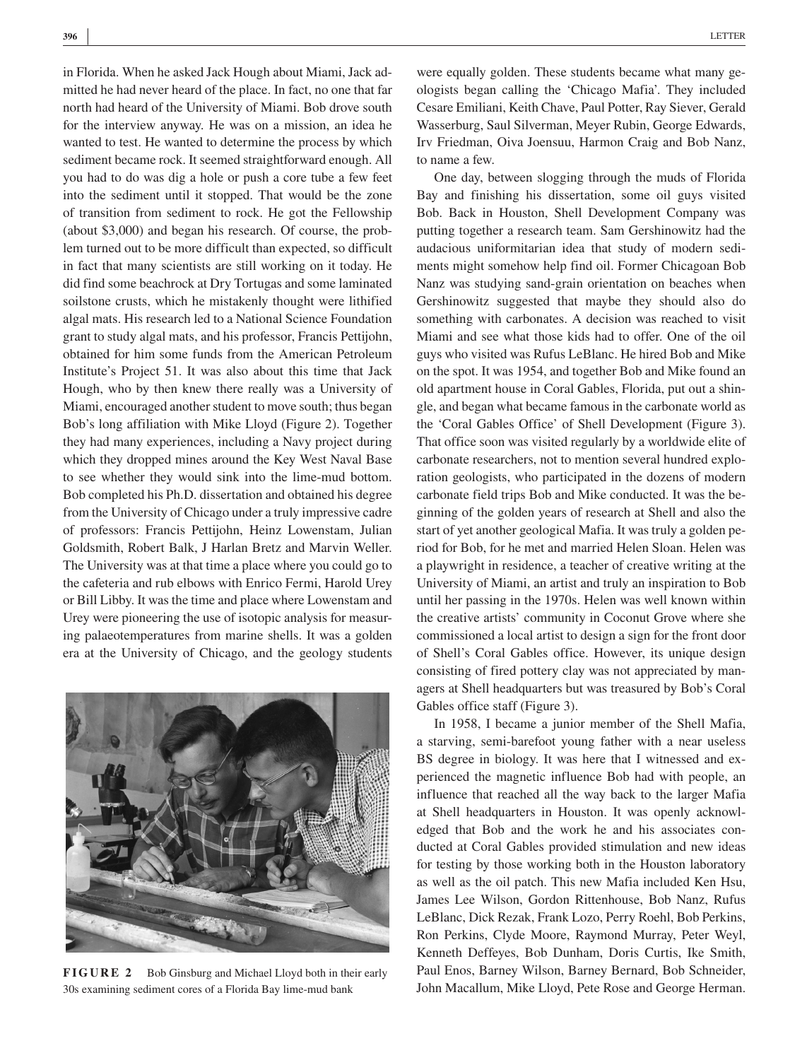in Florida. When he asked Jack Hough about Miami, Jack admitted he had never heard of the place. In fact, no one that far north had heard of the University of Miami. Bob drove south for the interview anyway. He was on a mission, an idea he wanted to test. He wanted to determine the process by which sediment became rock. It seemed straightforward enough. All you had to do was dig a hole or push a core tube a few feet into the sediment until it stopped. That would be the zone of transition from sediment to rock. He got the Fellowship (about $3,000) and began his research. Of course, the problem turned out to be more difficult than expected, so difficult in fact that many scientists are still working on it today. He did find some beachrock at Dry Tortugas and some laminated soilstone crusts, which he mistakenly thought were lithified algal mats. His research led to a National Science Foundation grant to study algal mats, and his professor, Francis Pettijohn, obtained for him some funds from the American Petroleum Institute's Project 51. It was also about this time that Jack Hough, who by then knew there really was a University of Miami, encouraged another student to move south; thus began Bob's long affiliation with Mike Lloyd (Figure 2). Together they had many experiences, including a Navy project during which they dropped mines around the Key West Naval Base to see whether they would sink into the lime-mud bottom. Bob completed his Ph.D. dissertation and obtained his degree from the University of Chicago under a truly impressive cadre of professors: Francis Pettijohn, Heinz Lowenstam, Julian Goldsmith, Robert Balk, J Harlan Bretz and Marvin Weller. The University was at that time a place where you could go to the cafeteria and rub elbows with Enrico Fermi, Harold Urey or Bill Libby. It was the time and place where Lowenstam and Urey were pioneering the use of isotopic analysis for measuring palaeotemperatures from marine shells. It was a golden era at the University of Chicago, and the geology students were equally golden. These students became what many geologists began calling the 'Chicago Mafia'. They included Cesare Emiliani, Keith Chave, Paul Potter, Ray Siever, Gerald Wasserburg, Saul Silverman, Meyer Rubin, George Edwards, Irv Friedman, Oiva Joensuu, Harmon Craig and Bob Nanz, to name a few.

**FIGURE 2** Bob Ginsburg and Michael Lloyd both in their early 30s examining sediment cores of a Florida Bay lime-mud bank

One day, between slogging through the muds of Florida Bay and finishing his dissertation, some oil guys visited Bob. Back in Houston, Shell Development Company was putting together a research team. Sam Gershinowitz had the audacious uniformitarian idea that study of modern sediments might somehow help find oil. Former Chicagoan Bob Nanz was studying sand-grain orientation on beaches when Gershinowitz suggested that maybe they should also do something with carbonates. A decision was reached to visit Miami and see what those kids had to offer. One of the oil guys who visited was Rufus LeBlanc. He hired Bob and Mike on the spot. It was 1954, and together Bob and Mike found an old apartment house in Coral Gables, Florida, put out a shingle, and began what became famous in the carbonate world as the 'Coral Gables Office' of Shell Development (Figure 3). That office soon was visited regularly by a worldwide elite of carbonate researchers, not to mention several hundred exploration geologists, who participated in the dozens of modern carbonate field trips Bob and Mike conducted. It was the beginning of the golden years of research at Shell and also the start of yet another geological Mafia. It was truly a golden period for Bob, for he met and married Helen Sloan. Helen was a playwright in residence, a teacher of creative writing at the University of Miami, an artist and truly an inspiration to Bob until her passing in the 1970s. Helen was well known within the creative artists' community in Coconut Grove where she commissioned a local artist to design a sign for the front door of Shell's Coral Gables office. However, its unique design consisting of fired pottery clay was not appreciated by managers at Shell headquarters but was treasured by Bob's Coral Gables office staff (Figure 3).

In 1958, I became a junior member of the Shell Mafia, a starving, semi-barefoot young father with a near useless BS degree in biology. It was here that I witnessed and experienced the magnetic influence Bob had with people, an influence that reached all the way back to the larger Mafia at Shell headquarters in Houston. It was openly acknowledged that Bob and the work he and his associates conducted at Coral Gables provided stimulation and new ideas for testing by those working both in the Houston laboratory as well as the oil patch. This new Mafia included Ken Hsu, James Lee Wilson, Gordon Rittenhouse, Bob Nanz, Rufus LeBlanc, Dick Rezak, Frank Lozo, Perry Roehl, Bob Perkins, Ron Perkins, Clyde Moore, Raymond Murray, Peter Weyl, Kenneth Deffeyes, Bob Dunham, Doris Curtis, Ike Smith, Paul Enos, Barney Wilson, Barney Bernard, Bob Schneider, John Macallum, Mike Lloyd, Pete Rose and George Herman.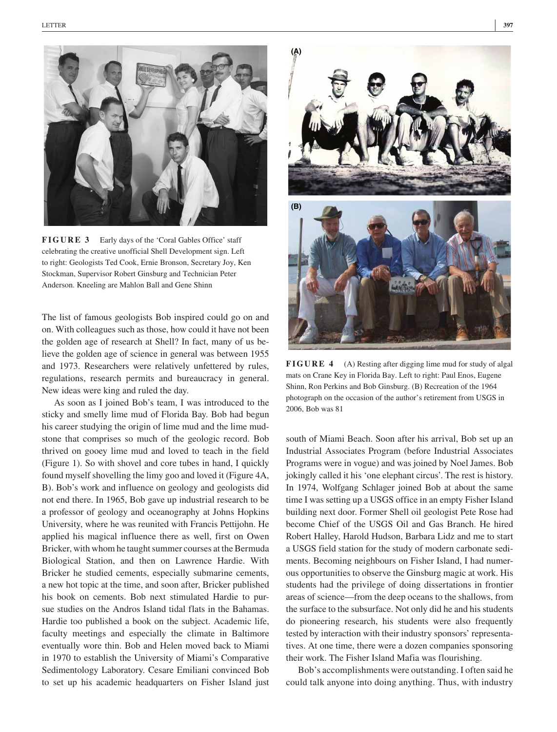FIGURE 3 Early days of the 'Coral Gables Office' staff celebrating the creative unofficial Shell Development sign. Left to right: Geologists Ted Cook, Ernie Bronson, Secretary Joy, Ken Stockman, Supervisor Robert Ginsburg and Technician Peter Anderson. Kneeling are Mahlon Ball and Gene Shinn

The list of famous geologists Bob inspired could go on and on. With colleagues such as those, how could it have not been the golden age of research at Shell? In fact, many of us believe the golden age of science in general was between 1955 and 1973. Researchers were relatively unfettered by rules, regulations, research permits and bureaucracy in general. New ideas were king and ruled the day.

As soon as I joined Bob's team, I was introduced to the sticky and smelly lime mud of Florida Bay. Bob had begun his career studying the origin of lime mud and the lime mudstone that comprises so much of the geologic record. Bob thrived on gooey lime mud and loved to teach in the field (Figure 1). So with shovel and core tubes in hand, I quickly found myself shovelling the limy goo and loved it (Figure 4A, B). Bob's work and influence on geology and geologists did not end there. In 1965, Bob gave up industrial research to be a professor of geology and oceanography at Johns Hopkins University, where he was reunited with Francis Pettijohn. He applied his magical influence there as well, first on Owen Bricker, with whom he taught summer courses at the Bermuda Biological Station, and then on Lawrence Hardie. With Bricker he studied cements, especially submarine cements, a new hot topic at the time, and soon after, Bricker published his book on cements. Bob next stimulated Hardie to pursue studies on the Andros Island tidal flats in the Bahamas. Hardie too published a book on the subject. Academic life, faculty meetings and especially the climate in Baltimore eventually wore thin. Bob and Helen moved back to Miami in 1970 to establish the University of Miami's Comparative Sedimentology Laboratory. Cesare Emiliani convinced Bob to set up his academic headquarters on Fisher Island just south of Miami Beach. Soon after his arrival, Bob set up an Industrial Associates Program (before Industrial Associates Programs were in vogue) and was joined by Noel James. Bob jokingly called it his 'one elephant circus'. The rest is history. In 1974, Wolfgang Schlager joined Bob at about the same time I was setting up a USGS office in an empty Fisher Island building next door. Former Shell oil geologist Pete Rose had become Chief of the USGS Oil and Gas Branch. He hired Robert Halley, Harold Hudson, Barbara Lidz and me to start a USGS field station for the study of modern carbonate sediments. Becoming neighbours on Fisher Island, I had numerous opportunities to observe the Ginsburg magic at work. His students had the privilege of doing dissertations in frontier areas of science—from the deep oceans to the shallows, from the surface to the subsurface. Not only did he and his students do pioneering research, his students were also frequently tested by interaction with their industry sponsors' representatives. At one time, there were a dozen companies sponsoring their work. The Fisher Island Mafia was flourishing.

FIGURE 4 (A) Resting after digging lime mud for study of algal mats on Crane Key in Florida Bay. Left to right: Paul Enos, Eugene Shinn, Ron Perkins and Bob Ginsburg. (B) Recreation of the 1964 photograph on the occasion of the author's retirement from USGS in 2006, Bob was 81

Bob's accomplishments were outstanding. I often said he could talk anyone into doing anything. Thus, with industry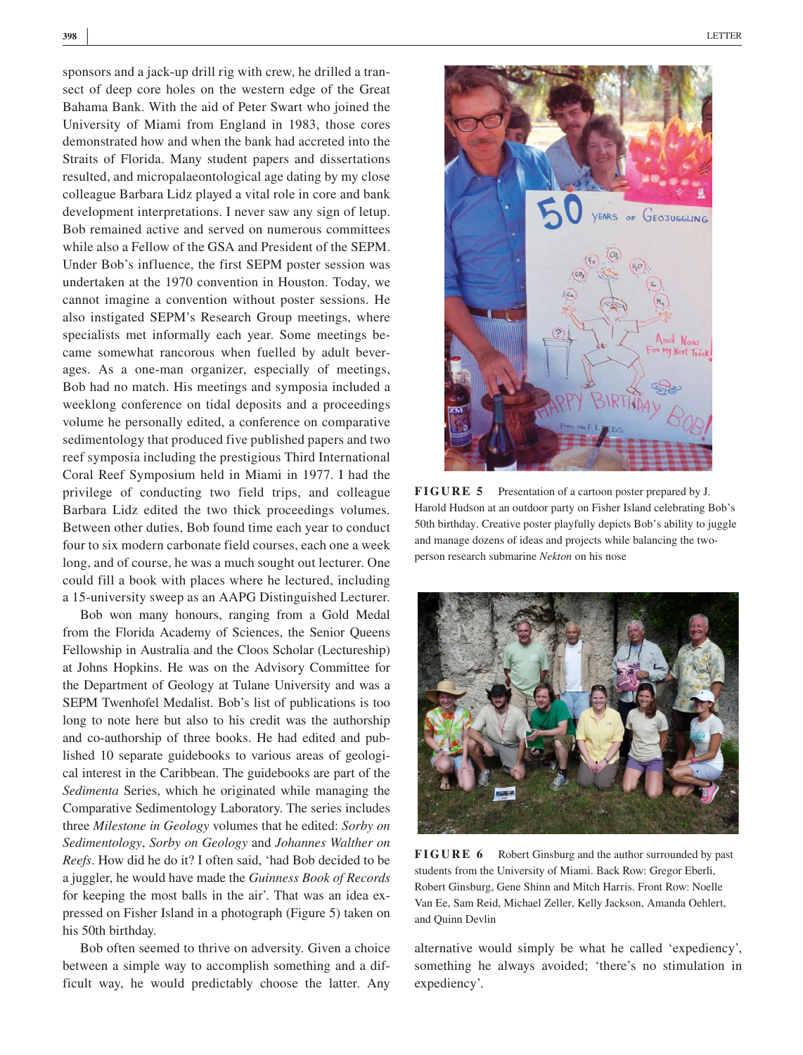sponsors and a jack-up drill rig with crew, he drilled a transect of deep core holes on the western edge of the Great Bahama Bank. With the aid of Peter Swart who joined the University of Miami from England in 1983, those cores demonstrated how and when the bank had accreted into the Straits of Florida. Many student papers and dissertations resulted, and micropalaeontological age dating by my close colleague Barbara Lidz played a vital role in core and bank development interpretations. I never saw any sign of letup. Bob remained active and served on numerous committees while also a Fellow of the GSA and President of the SEPM. Under Bob's influence, the first SEPM poster session was undertaken at the 1970 convention in Houston. Today, we cannot imagine a convention without poster sessions. He also instigated SEPM's Research Group meetings, where specialists met informally each year. Some meetings became somewhat rancorous when fuelled by adult beverages. As a one-man organizer, especially of meetings, Bob had no match. His meetings and symposia included a weeklong conference on tidal deposits and a proceedings volume he personally edited, a conference on comparative sedimentology that produced five published papers and two reef symposia including the prestigious Third International Coral Reef Symposium held in Miami in 1977. I had the privilege of conducting two field trips, and colleague Barbara Lidz edited the two thick proceedings volumes. Between other duties, Bob found time each year to conduct four to six modern carbonate field courses, each one a week long, and of course, he was a much sought out lecturer. One could fill a book with places where he lectured, including a 15-university sweep as an AAPG Distinguished Lecturer.

Bob won many honours, ranging from a Gold Medal from the Florida Academy of Sciences, the Senior Queens Fellowship in Australia and the Cloos Scholar (Lectureship) at Johns Hopkins. He was on the Advisory Committee for the Department of Geology at Tulane University and was a SEPM Twenhofel Medalist. Bob's list of publications is too long to note here but also to his credit was the authorship and co-authorship of three books. He had edited and published 10 separate guidebooks to various areas of geological interest in the Caribbean. The guidebooks are part of the *Sedimenta* Series, which he originated while managing the Comparative Sedimentology Laboratory. The series includes three *Milestone in Geology* volumes that he edited: *Sorby on Sedimentology*, *Sorby on Geology* and *Johannes Walther on Reefs*. How did he do it? I often said, 'had Bob decided to be a juggler, he would have made the *Guinness Book of Records* for keeping the most balls in the air'. That was an idea expressed on Fisher Island in a photograph (Figure 5) taken on his 50th birthday.

Bob often seemed to thrive on adversity. Given a choice between a simple way to accomplish something and a difficult way, he would predictably choose the latter. Any alternative would simply be what he called 'expediency', something he always avoided; 'there's no stimulation in expediency'.

**FIGURE 5** Presentation of a cartoon poster prepared by J. Harold Hudson at an outdoor party on Fisher Island celebrating Bob's 50th birthday. Creative poster playfully depicts Bob's ability to juggle and manage dozens of ideas and projects while balancing the two-person research submarine *Nekton* on his nose

**FIGURE 6** Robert Ginsburg and the author surrounded by past students from the University of Miami. Back Row: Gregor Eberli, Robert Ginsburg, Gene Shinn and Mitch Harris. Front Row: Noelle Van Ee, Sam Reid, Michael Zeller, Kelly Jackson, Amanda Oehlert, and Quinn Devlin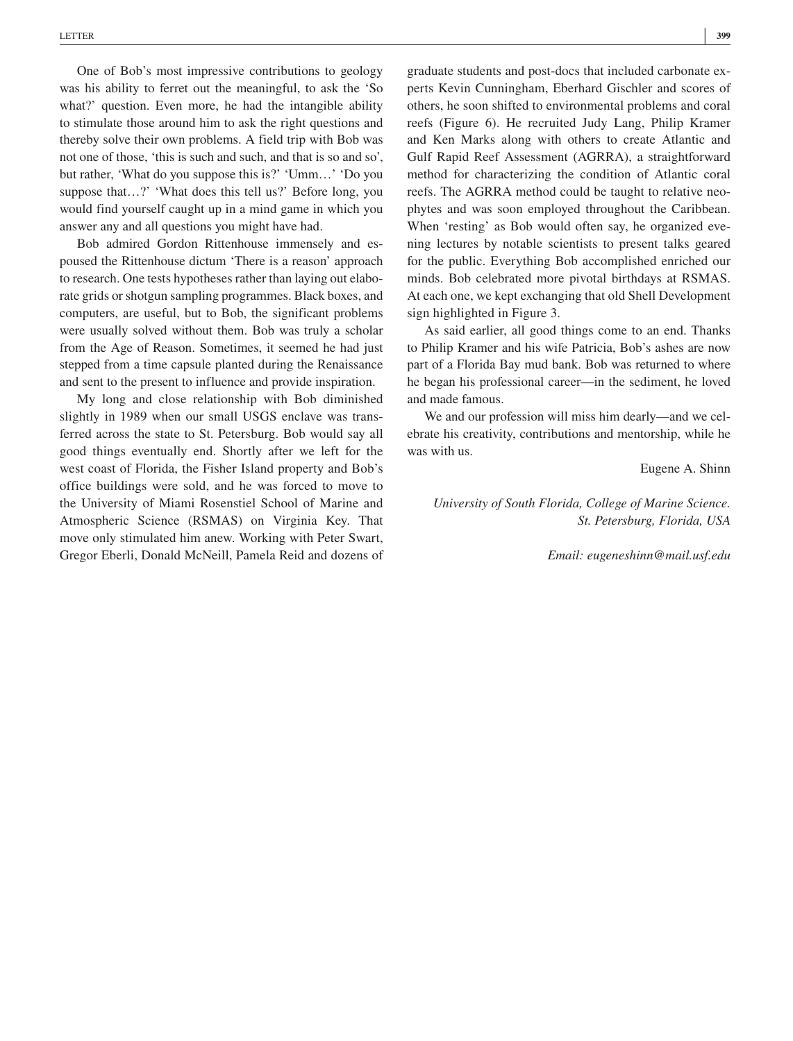One of Bob's most impressive contributions to geology was his ability to ferret out the meaningful, to ask the 'So what?' question. Even more, he had the intangible ability to stimulate those around him to ask the right questions and thereby solve their own problems. A field trip with Bob was not one of those, 'this is such and such, and that is so and so', but rather, 'What do you suppose this is?' 'Umm…' 'Do you suppose that…?' 'What does this tell us?' Before long, you would find yourself caught up in a mind game in which you answer any and all questions you might have had.

Bob admired Gordon Rittenhouse immensely and espoused the Rittenhouse dictum 'There is a reason' approach to research. One tests hypotheses rather than laying out elaborate grids or shotgun sampling programmes. Black boxes, and computers, are useful, but to Bob, the significant problems were usually solved without them. Bob was truly a scholar from the Age of Reason. Sometimes, it seemed he had just stepped from a time capsule planted during the Renaissance and sent to the present to influence and provide inspiration.

My long and close relationship with Bob diminished slightly in 1989 when our small USGS enclave was transferred across the state to St. Petersburg. Bob would say all good things eventually end. Shortly after we left for the west coast of Florida, the Fisher Island property and Bob's office buildings were sold, and he was forced to move to the University of Miami Rosenstiel School of Marine and Atmospheric Science (RSMAS) on Virginia Key. That move only stimulated him anew. Working with Peter Swart, Gregor Eberli, Donald McNeill, Pamela Reid and dozens of graduate students and post-docs that included carbonate experts Kevin Cunningham, Eberhard Gischler and scores of others, he soon shifted to environmental problems and coral reefs (Figure 6). He recruited Judy Lang, Philip Kramer and Ken Marks along with others to create Atlantic and Gulf Rapid Reef Assessment (AGRRA), a straightforward method for characterizing the condition of Atlantic coral reefs. The AGRRA method could be taught to relative neophytes and was soon employed throughout the Caribbean. When 'resting' as Bob would often say, he organized evening lectures by notable scientists to present talks geared for the public. Everything Bob accomplished enriched our minds. Bob celebrated more pivotal birthdays at RSMAS. At each one, we kept exchanging that old Shell Development sign highlighted in Figure 3.

As said earlier, all good things come to an end. Thanks to Philip Kramer and his wife Patricia, Bob's ashes are now part of a Florida Bay mud bank. Bob was returned to where he began his professional career—in the sediment, he loved and made famous.

We and our profession will miss him dearly—and we celebrate his creativity, contributions and mentorship, while he was with us.

Eugene A. Shinn

*University of South Florida, College of Marine Science. St. Petersburg, Florida, USA*

*Email: eugeneshinn@mail.usf.edu*